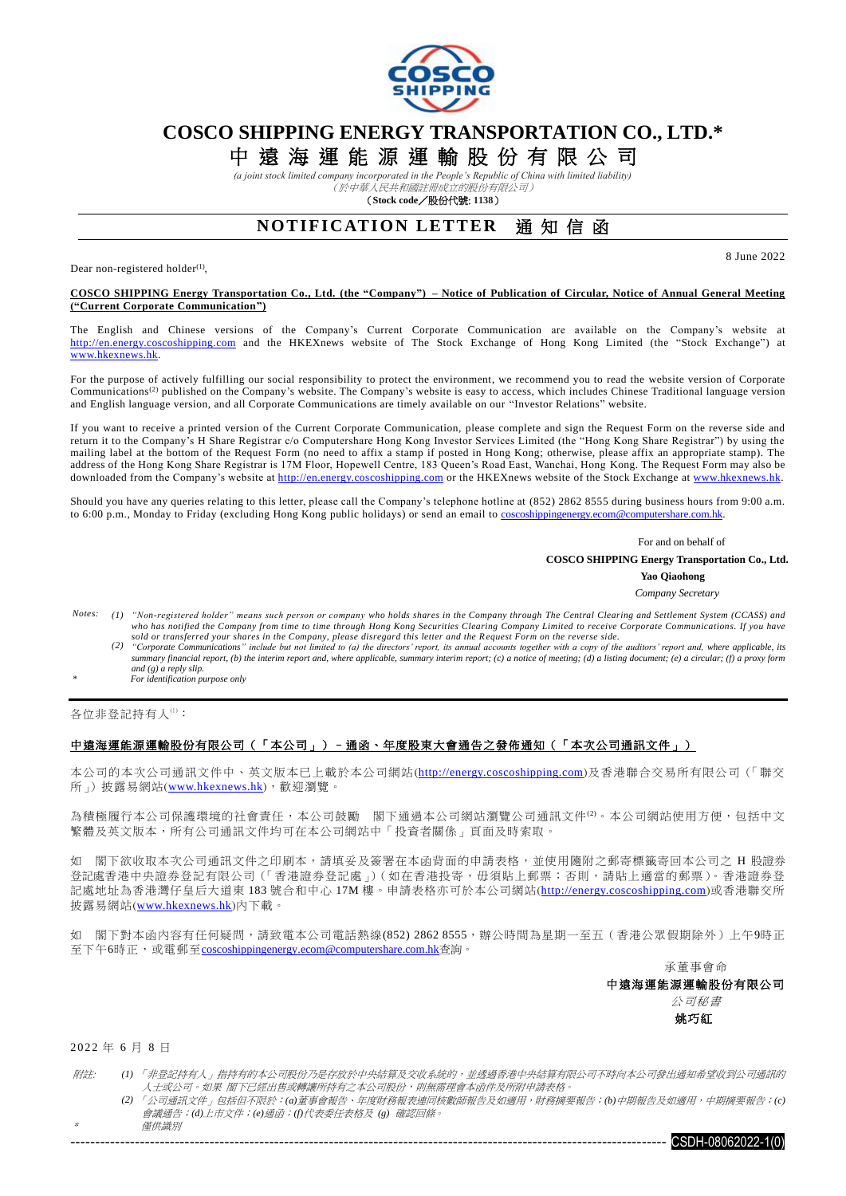# COSCO SHIPPING ENERGY TRANSPORTATION CO., LTD.*

# 中遠海運能源運輸股份有限公司

*(a joint stock limited company incorporated in the People's Republic of China with limited liability)*

*（於中華人民共和國註冊成立的股份有限公司）*

**（Stock code／股份代號: 1138）**

## NOTIFICATION LETTER 通知信函

8 June 2022

Dear non-registered holder(1),

**COSCO SHIPPING Energy Transportation Co., Ltd. (the "Company") – Notice of Publication of Circular, Notice of Annual General Meeting ("Current Corporate Communication")**

The English and Chinese versions of the Company's Current Corporate Communication are available on the Company's website at http://en.energy.coscoshipping.com and the HKEXnews website of The Stock Exchange of Hong Kong Limited (the "Stock Exchange") at www.hkexnews.hk.

For the purpose of actively fulfilling our social responsibility to protect the environment, we recommend you to read the website version of Corporate Communications(2) published on the Company's website. The Company's website is easy to access, which includes Chinese Traditional language version and English language version, and all Corporate Communications are timely available on our "Investor Relations" website.

If you want to receive a printed version of the Current Corporate Communication, please complete and sign the Request Form on the reverse side and return it to the Company's H Share Registrar c/o Computershare Hong Kong Investor Services Limited (the "Hong Kong Share Registrar") by using the mailing label at the bottom of the Request Form (no need to affix a stamp if posted in Hong Kong; otherwise, please affix an appropriate stamp). The address of the Hong Kong Share Registrar is 17M Floor, Hopewell Centre, 183 Queen's Road East, Wanchai, Hong Kong. The Request Form may also be downloaded from the Company's website at http://en.energy.coscoshipping.com or the HKEXnews website of the Stock Exchange at www.hkexnews.hk.

Should you have any queries relating to this letter, please call the Company's telephone hotline at (852) 2862 8555 during business hours from 9:00 a.m. to 6:00 p.m., Monday to Friday (excluding Hong Kong public holidays) or send an email to coscoshippingenergy.ecom@computershare.com.hk.

For and on behalf of

**COSCO SHIPPING Energy Transportation Co., Ltd.**

**Yao Qiaohong**

*Company Secretary*

*Notes:*
*(1) "Non-registered holder" means such person or company who holds shares in the Company through The Central Clearing and Settlement System (CCASS) and who has notified the Company from time to time through Hong Kong Securities Clearing Company Limited to receive Corporate Communications. If you have sold or transferred your shares in the Company, please disregard this letter and the Request Form on the reverse side.*
*(2) "Corporate Communications" include but not limited to (a) the directors' report, its annual accounts together with a copy of the auditors' report and, where applicable, its summary financial report, (b) the interim report and, where applicable, summary interim report; (c) a notice of meeting; (d) a listing document; (e) a circular; (f) a proxy form and (g) a reply slip.*
*\* For identification purpose only*

---

各位非登記持有人(1)：

**中遠海運能源運輸股份有限公司（「本公司」）－通函、年度股東大會通告之發佈通知（「本次公司通訊文件」）**

本公司的本次公司通訊文件中、英文版本已上載於本公司網站(http://energy.coscoshipping.com)及香港聯合交易所有限公司（「聯交所」）披露易網站(www.hkexnews.hk)，歡迎瀏覽。

為積極履行本公司保護環境的社會責任，本公司鼓勵 閣下通過本公司網站瀏覽公司通訊文件(2)。本公司網站使用方便，包括中文繁體及英文版本，所有公司通訊文件均可在本公司網站中「投資者關係」頁面及時索取。

如 閣下欲收取本次公司通訊文件之印刷本，請填妥及簽署在本函背面的申請表格，並使用隨附之郵寄標籤寄回本公司之 H 股證券登記處香港中央證券登記有限公司（「香港證券登記處」）(如在香港投寄，毋須貼上郵票；否則，請貼上適當的郵票)。香港證券登記處地址為香港灣仔皇后大道東 183 號合和中心 17M 樓。申請表格亦可於本公司網站(http://energy.coscoshipping.com)或香港聯交所披露易網站(www.hkexnews.hk)內下載。

如 閣下對本函內容有任何疑問，請致電本公司電話熱線(852) 2862 8555，辦公時間為星期一至五（香港公眾假期除外）上午9時正至下午6時正，或電郵至coscoshippingenergy.ecom@computershare.com.hk查詢。

承董事會命

**中遠海運能源運輸股份有限公司**

*公司秘書*

**姚巧紅**

2022 年 6 月 8 日

*附註:*
*(1) 「非登記持有人」指持有的本公司股份乃是存放於中央結算及交收系統的，並透過香港中央結算有限公司不時向本公司發出通知希望收到公司通訊的人士或公司。如果 閣下已經出售或轉讓所持有之本公司股份，則無需理會本函件及所附申請表格。*
*(2) 「公司通訊文件」包括但不限於：(a)董事會報告、年度財務報表連同核數師報告及如適用，財務摘要報告；(b)中期報告及如適用，中期摘要報告；(c)會議通告；(d)上市文件；(e)通函；(f)代表委任表格及 (g) 確認回條。*
*\* 僅供識別*

CSDH-08062022-1(0)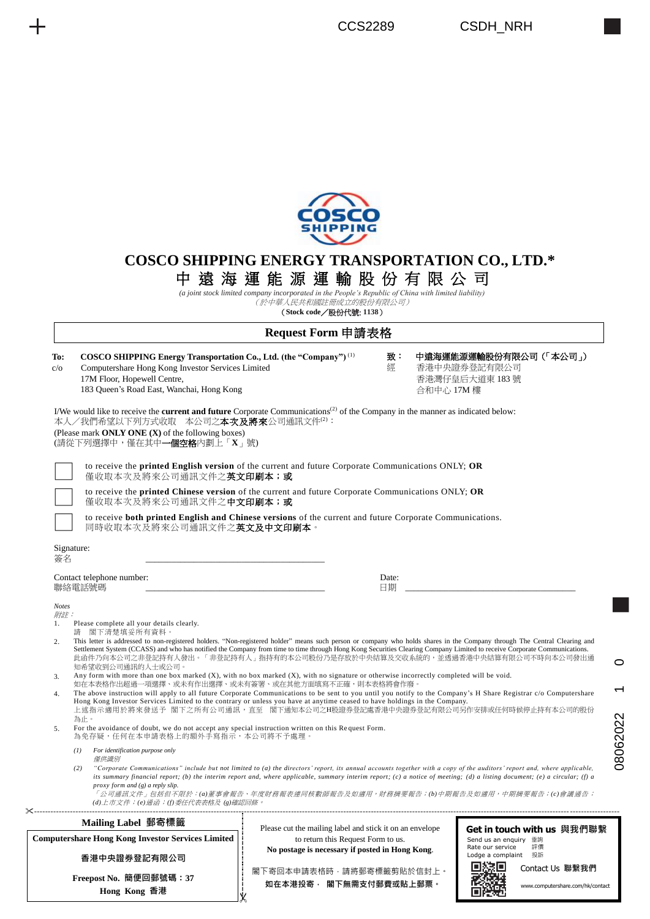# COSCO SHIPPING ENERGY TRANSPORTATION CO., LTD.*

# 中遠海運能源運輸股份有限公司

*(a joint stock limited company incorporated in the People's Republic of China with limited liability)*

*（於中華人民共和國註冊成立的股份有限公司）*

**（Stock code／股份代號: 1138）**

## Request Form 申請表格

**To:** **COSCO SHIPPING Energy Transportation Co., Ltd. (the "Company")** [(1)]
c/o Computershare Hong Kong Investor Services Limited
17M Floor, Hopewell Centre,
183 Queen's Road East, Wanchai, Hong Kong

**致：** **中遠海運能源運輸股份有限公司（「本公司」）**
經 香港中央證券登記有限公司
香港灣仔皇后大道東 183 號
合和中心 17M 樓

I/We would like to receive the **current and future** Corporate Communications[(2)] of the Company in the manner as indicated below:
本人／我們希望以下列方式收取 本公司之**本次及將來**公司通訊文件[(2)]：
(Please mark **ONLY ONE (X)** of the following boxes)
(請從下列選擇中，僅在其中**一個空格**內劃上「**X**」號)

☐ to receive the **printed English version** of the current and future Corporate Communications ONLY; **OR**
僅收取本次及將來公司通訊文件之**英文印刷本；或**

☐ to receive the **printed Chinese version** of the current and future Corporate Communications ONLY; **OR**
僅收取本次及將來公司通訊文件之**中文印刷本；或**

☐ to receive **both printed English and Chinese versions** of the current and future Corporate Communications.
同時收取本次及將來公司通訊文件之**英文及中文印刷本**。

Signature:
簽名 ______________________________

Contact telephone number:
聯絡電話號碼 ______________________________

Date:
日期 ______________________________

*Notes*
*附註：*

1. Please complete all your details clearly.
   請 閣下清楚填妥所有資料。
2. This letter is addressed to non-registered holders. "Non-registered holder" means such person or company who holds shares in the Company through The Central Clearing and Settlement System (CCASS) and who has notified the Company from time to time through Hong Kong Securities Clearing Company Limited to receive Corporate Communications.
   此函件乃向本公司之非登記持有人發出。「非登記持有人」指持有的本公司股份乃是存放於中央結算及交收系統的，並透過香港中央結算有限公司不時向本公司發出通知希望收到公司通訊的人士或公司。
3. Any form with more than one box marked (X), with no box marked (X), with no signature or otherwise incorrectly completed will be void.
   如在本表格作出超過一項選擇、或未有作出選擇、或未有簽署、或在其他方面填寫不正確，則本表格將會作廢。
4. The above instruction will apply to all future Corporate Communications to be sent to you until you notify to the Company's H Share Registrar c/o Computershare Hong Kong Investor Services Limited to the contrary or unless you have at anytime ceased to have holdings in the Company.
   上述指示適用於將來發送予 閣下之所有公司通訊，直至 閣下通知本公司之H股證券登記處香港中央證券登記有限公司另作安排或任何時候停止持有本公司的股份為止。
5. For the avoidance of doubt, we do not accept any special instruction written on this Request Form.
   為免存疑，任何在本申請表格上的額外手寫指示，本公司將不予處理。

   *(1) For identification purpose only*
   *僅供識別*

   *(2) "Corporate Communications" include but not limited to (a) the directors' report, its annual accounts together with a copy of the auditors' report and, where applicable, its summary financial report; (b) the interim report and, where applicable, summary interim report; (c) a notice of meeting; (d) a listing document; (e) a circular; (f) a proxy form and (g) a reply slip.*
   *「公司通訊文件」包括但不限於：(a)董事會報告、年度財務報表連同核數師報告及如適用，財務摘要報告；(b)中期報告及如適用，中期摘要報告；(c)會議通告；(d)上市文件；(e)通函；(f)委任代表表格及 (g)確認回條。*

---

**Mailing Label 郵寄標籤**

**Computershare Hong Kong Investor Services Limited**
**香港中央證券登記有限公司**
**Freepost No. 簡便回郵號碼：37**
**Hong Kong 香港**

Please cut the mailing label and stick it on an envelope to return this Request Form to us.
**No postage is necessary if posted in Hong Kong.**

閣下寄回本申請表格時，請將郵寄標籤剪貼於信封上。
**如在本港投寄， 閣下無需支付郵費或貼上郵票。**

**Get in touch with us 與我們聯繫**
Send us an enquiry 垂詢
Rate our service 評價
Lodge a complaint 投訴
Contact Us 聯繫我們
www.computershare.com/hk/contact